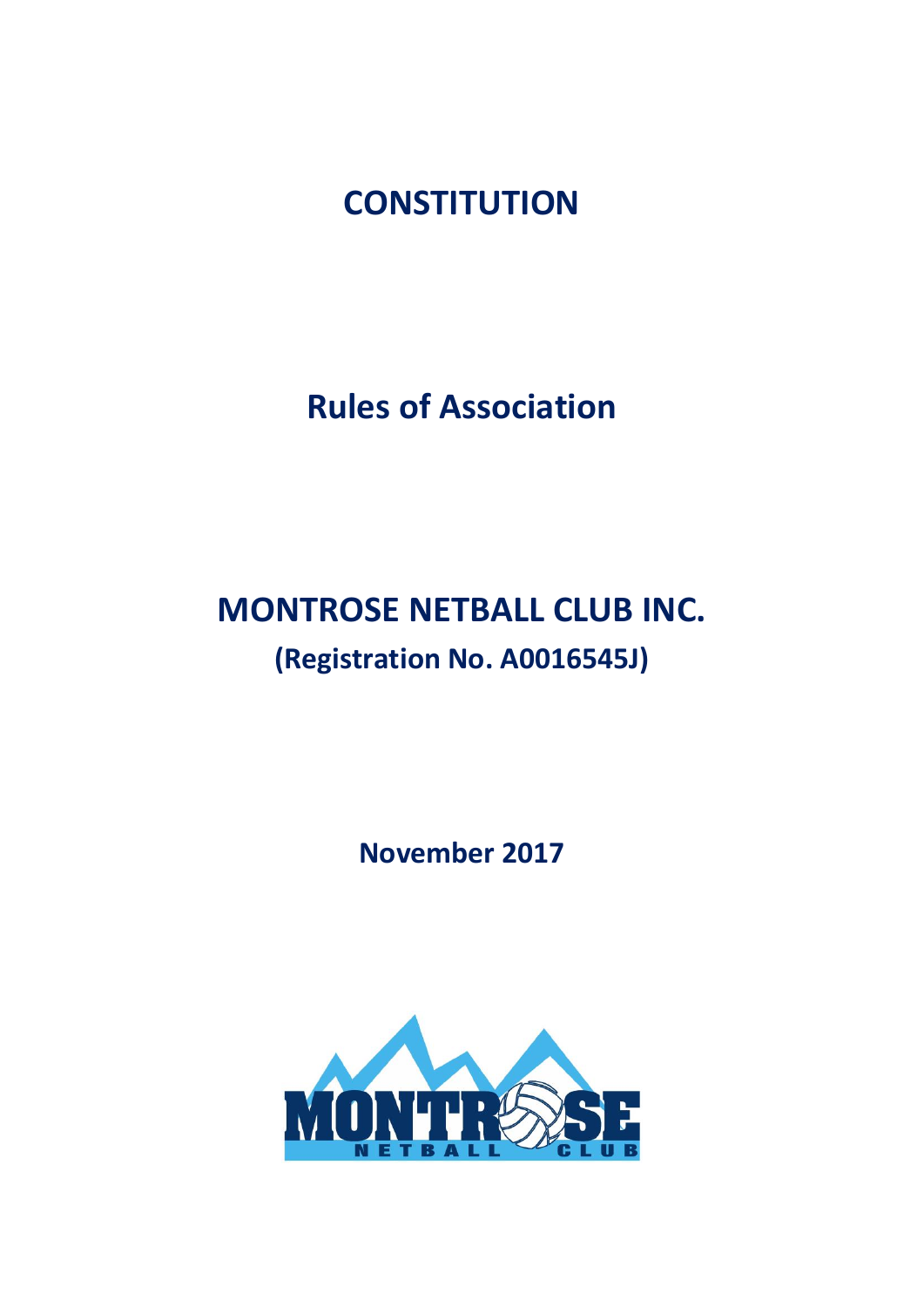# CONSTITUTION

## Rules of Association

# MONTROSE NETBALL CLUB INC.

### (Registration No. A0016545J)

**November 2017**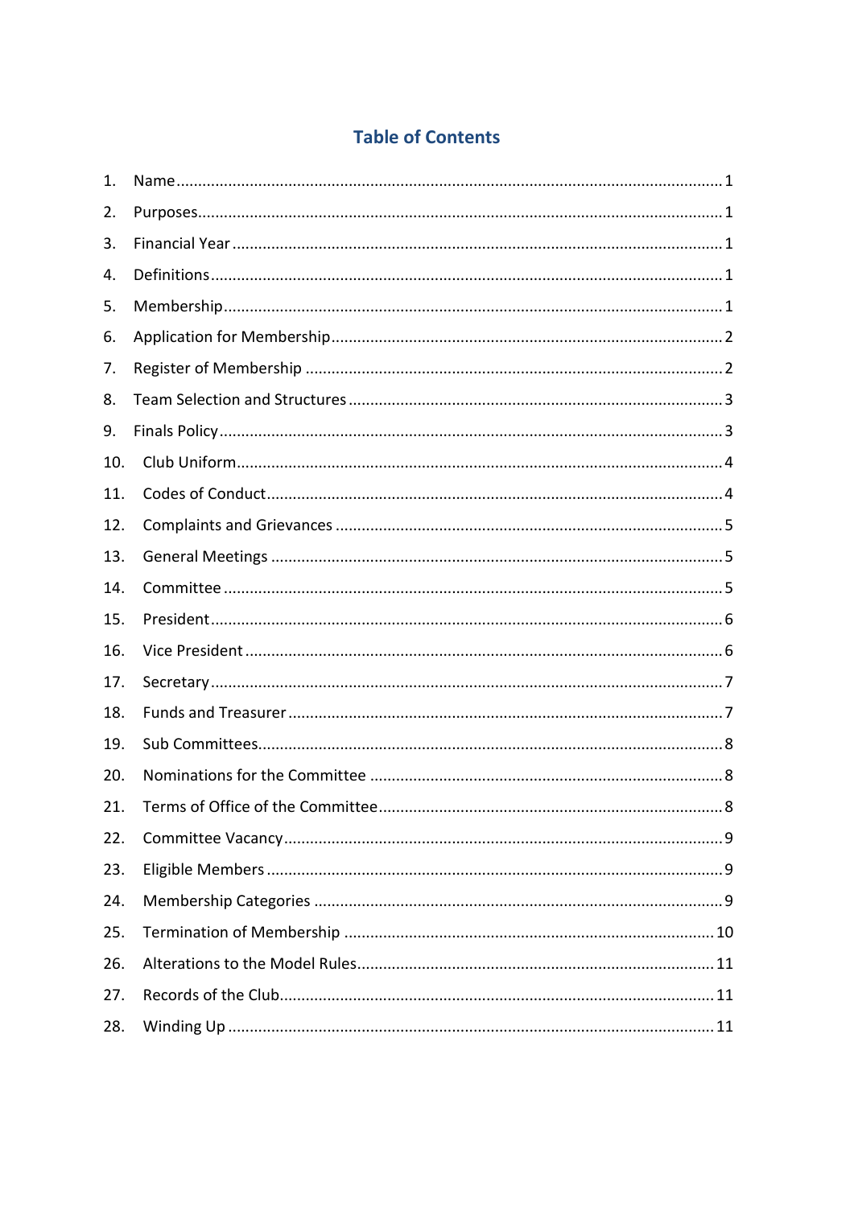## Table of Contents

1. Name .......... 1
2. Purposes .......... 1
3. Financial Year .......... 1
4. Definitions .......... 1
5. Membership .......... 1
6. Application for Membership .......... 2
7. Register of Membership .......... 2
8. Team Selection and Structures .......... 3
9. Finals Policy .......... 3
10. Club Uniform .......... 4
11. Codes of Conduct .......... 4
12. Complaints and Grievances .......... 5
13. General Meetings .......... 5
14. Committee .......... 5
15. President .......... 6
16. Vice President .......... 6
17. Secretary .......... 7
18. Funds and Treasurer .......... 7
19. Sub Committees .......... 8
20. Nominations for the Committee .......... 8
21. Terms of Office of the Committee .......... 8
22. Committee Vacancy .......... 9
23. Eligible Members .......... 9
24. Membership Categories .......... 9
25. Termination of Membership .......... 10
26. Alterations to the Model Rules .......... 11
27. Records of the Club .......... 11
28. Winding Up .......... 11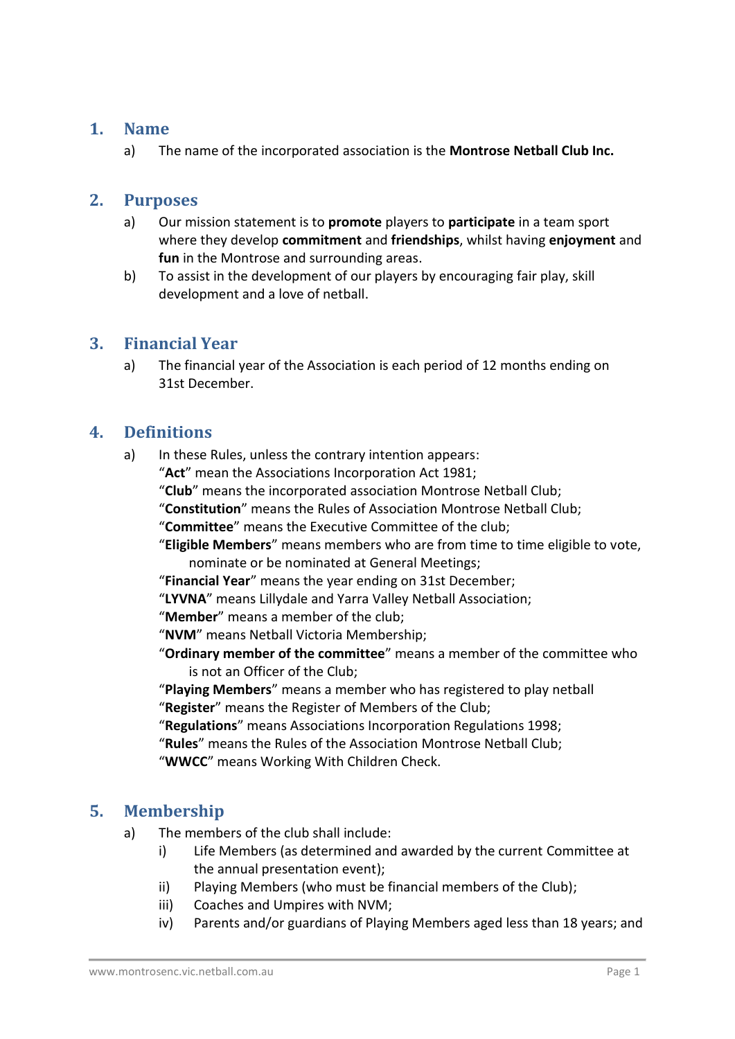## 1. Name

a) The name of the incorporated association is the **Montrose Netball Club Inc.**

## 2. Purposes

a) Our mission statement is to **promote** players to **participate** in a team sport where they develop **commitment** and **friendships**, whilst having **enjoyment** and **fun** in the Montrose and surrounding areas.

b) To assist in the development of our players by encouraging fair play, skill development and a love of netball.

## 3. Financial Year

a) The financial year of the Association is each period of 12 months ending on 31st December.

## 4. Definitions

a) In these Rules, unless the contrary intention appears:

"**Act**" mean the Associations Incorporation Act 1981;
"**Club**" means the incorporated association Montrose Netball Club;
"**Constitution**" means the Rules of Association Montrose Netball Club;
"**Committee**" means the Executive Committee of the club;
"**Eligible Members**" means members who are from time to time eligible to vote, nominate or be nominated at General Meetings;
"**Financial Year**" means the year ending on 31st December;
"**LYVNA**" means Lillydale and Yarra Valley Netball Association;
"**Member**" means a member of the club;
"**NVM**" means Netball Victoria Membership;
"**Ordinary member of the committee**" means a member of the committee who is not an Officer of the Club;
"**Playing Members**" means a member who has registered to play netball
"**Register**" means the Register of Members of the Club;
"**Regulations**" means Associations Incorporation Regulations 1998;
"**Rules**" means the Rules of the Association Montrose Netball Club;
"**WWCC**" means Working With Children Check.

## 5. Membership

a) The members of the club shall include:

i) Life Members (as determined and awarded by the current Committee at the annual presentation event);
ii) Playing Members (who must be financial members of the Club);
iii) Coaches and Umpires with NVM;
iv) Parents and/or guardians of Playing Members aged less than 18 years; and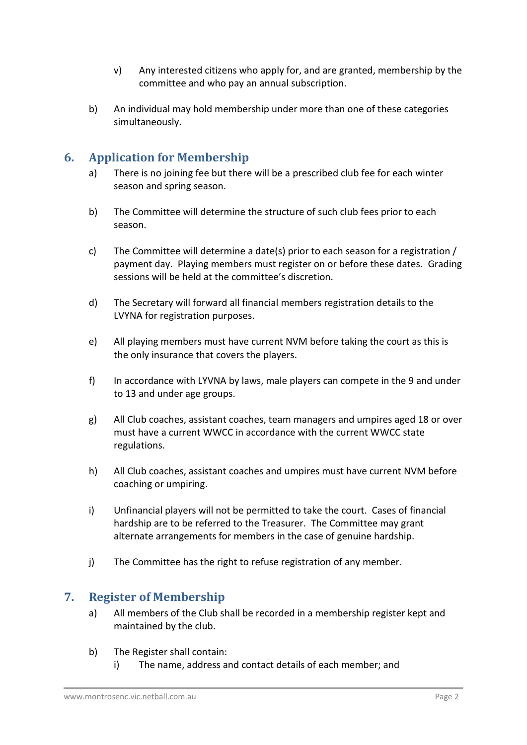v) Any interested citizens who apply for, and are granted, membership by the committee and who pay an annual subscription.

b) An individual may hold membership under more than one of these categories simultaneously.

## 6. Application for Membership

a) There is no joining fee but there will be a prescribed club fee for each winter season and spring season.

b) The Committee will determine the structure of such club fees prior to each season.

c) The Committee will determine a date(s) prior to each season for a registration / payment day. Playing members must register on or before these dates. Grading sessions will be held at the committee's discretion.

d) The Secretary will forward all financial members registration details to the LVYNA for registration purposes.

e) All playing members must have current NVM before taking the court as this is the only insurance that covers the players.

f) In accordance with LYVNA by laws, male players can compete in the 9 and under to 13 and under age groups.

g) All Club coaches, assistant coaches, team managers and umpires aged 18 or over must have a current WWCC in accordance with the current WWCC state regulations.

h) All Club coaches, assistant coaches and umpires must have current NVM before coaching or umpiring.

i) Unfinancial players will not be permitted to take the court. Cases of financial hardship are to be referred to the Treasurer. The Committee may grant alternate arrangements for members in the case of genuine hardship.

j) The Committee has the right to refuse registration of any member.

## 7. Register of Membership

a) All members of the Club shall be recorded in a membership register kept and maintained by the club.

b) The Register shall contain:

   i) The name, address and contact details of each member; and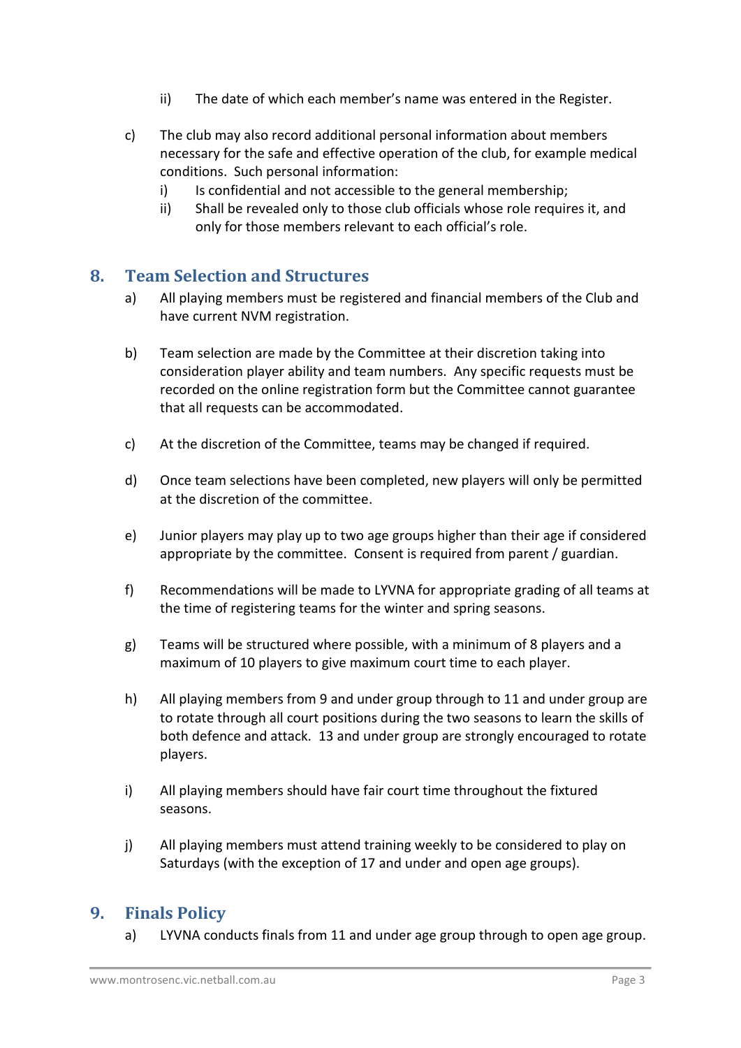ii) The date of which each member's name was entered in the Register.

c) The club may also record additional personal information about members necessary for the safe and effective operation of the club, for example medical conditions. Such personal information:
   i) Is confidential and not accessible to the general membership;
   ii) Shall be revealed only to those club officials whose role requires it, and only for those members relevant to each official's role.

## 8. Team Selection and Structures

a) All playing members must be registered and financial members of the Club and have current NVM registration.

b) Team selection are made by the Committee at their discretion taking into consideration player ability and team numbers. Any specific requests must be recorded on the online registration form but the Committee cannot guarantee that all requests can be accommodated.

c) At the discretion of the Committee, teams may be changed if required.

d) Once team selections have been completed, new players will only be permitted at the discretion of the committee.

e) Junior players may play up to two age groups higher than their age if considered appropriate by the committee. Consent is required from parent / guardian.

f) Recommendations will be made to LYVNA for appropriate grading of all teams at the time of registering teams for the winter and spring seasons.

g) Teams will be structured where possible, with a minimum of 8 players and a maximum of 10 players to give maximum court time to each player.

h) All playing members from 9 and under group through to 11 and under group are to rotate through all court positions during the two seasons to learn the skills of both defence and attack. 13 and under group are strongly encouraged to rotate players.

i) All playing members should have fair court time throughout the fixtured seasons.

j) All playing members must attend training weekly to be considered to play on Saturdays (with the exception of 17 and under and open age groups).

## 9. Finals Policy

a) LYVNA conducts finals from 11 and under age group through to open age group.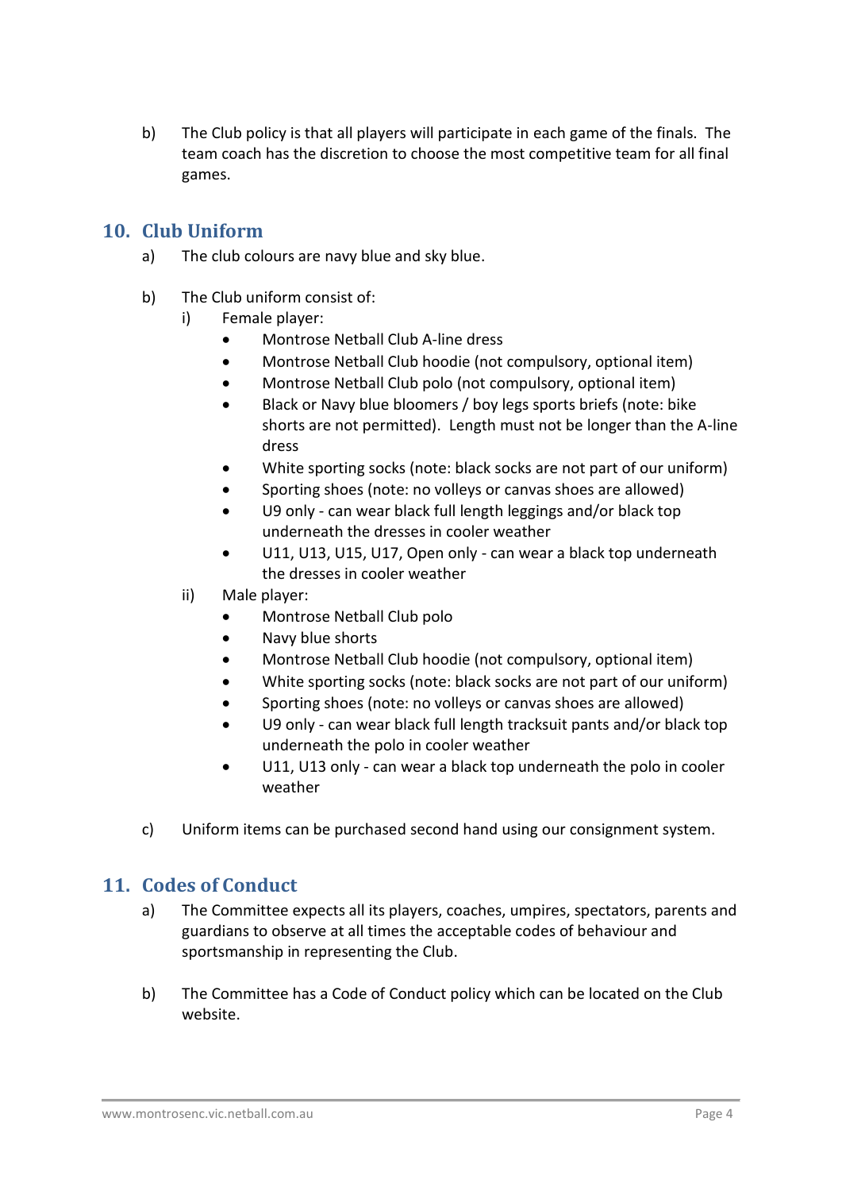b) The Club policy is that all players will participate in each game of the finals. The team coach has the discretion to choose the most competitive team for all final games.

## 10. Club Uniform

a) The club colours are navy blue and sky blue.

b) The Club uniform consist of:

i) Female player:

- Montrose Netball Club A-line dress
- Montrose Netball Club hoodie (not compulsory, optional item)
- Montrose Netball Club polo (not compulsory, optional item)
- Black or Navy blue bloomers / boy legs sports briefs (note: bike shorts are not permitted). Length must not be longer than the A-line dress
- White sporting socks (note: black socks are not part of our uniform)
- Sporting shoes (note: no volleys or canvas shoes are allowed)
- U9 only - can wear black full length leggings and/or black top underneath the dresses in cooler weather
- U11, U13, U15, U17, Open only - can wear a black top underneath the dresses in cooler weather

ii) Male player:

- Montrose Netball Club polo
- Navy blue shorts
- Montrose Netball Club hoodie (not compulsory, optional item)
- White sporting socks (note: black socks are not part of our uniform)
- Sporting shoes (note: no volleys or canvas shoes are allowed)
- U9 only - can wear black full length tracksuit pants and/or black top underneath the polo in cooler weather
- U11, U13 only - can wear a black top underneath the polo in cooler weather

c) Uniform items can be purchased second hand using our consignment system.

## 11. Codes of Conduct

a) The Committee expects all its players, coaches, umpires, spectators, parents and guardians to observe at all times the acceptable codes of behaviour and sportsmanship in representing the Club.

b) The Committee has a Code of Conduct policy which can be located on the Club website.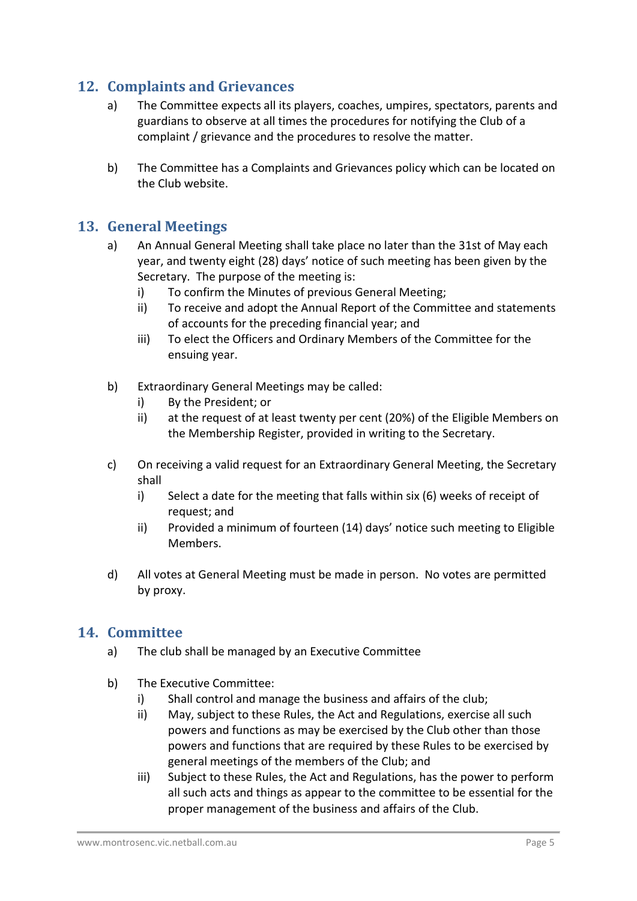## 12. Complaints and Grievances

a) The Committee expects all its players, coaches, umpires, spectators, parents and guardians to observe at all times the procedures for notifying the Club of a complaint / grievance and the procedures to resolve the matter.

b) The Committee has a Complaints and Grievances policy which can be located on the Club website.

## 13. General Meetings

a) An Annual General Meeting shall take place no later than the 31st of May each year, and twenty eight (28) days' notice of such meeting has been given by the Secretary. The purpose of the meeting is:
   i) To confirm the Minutes of previous General Meeting;
   ii) To receive and adopt the Annual Report of the Committee and statements of accounts for the preceding financial year; and
   iii) To elect the Officers and Ordinary Members of the Committee for the ensuing year.

b) Extraordinary General Meetings may be called:
   i) By the President; or
   ii) at the request of at least twenty per cent (20%) of the Eligible Members on the Membership Register, provided in writing to the Secretary.

c) On receiving a valid request for an Extraordinary General Meeting, the Secretary shall
   i) Select a date for the meeting that falls within six (6) weeks of receipt of request; and
   ii) Provided a minimum of fourteen (14) days' notice such meeting to Eligible Members.

d) All votes at General Meeting must be made in person. No votes are permitted by proxy.

## 14. Committee

a) The club shall be managed by an Executive Committee

b) The Executive Committee:
   i) Shall control and manage the business and affairs of the club;
   ii) May, subject to these Rules, the Act and Regulations, exercise all such powers and functions as may be exercised by the Club other than those powers and functions that are required by these Rules to be exercised by general meetings of the members of the Club; and
   iii) Subject to these Rules, the Act and Regulations, has the power to perform all such acts and things as appear to the committee to be essential for the proper management of the business and affairs of the Club.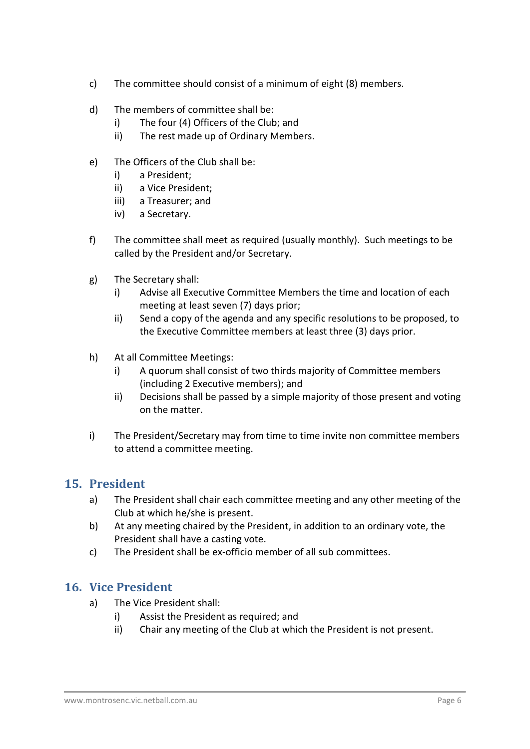c) The committee should consist of a minimum of eight (8) members.

d) The members of committee shall be:
   i) The four (4) Officers of the Club; and
   ii) The rest made up of Ordinary Members.

e) The Officers of the Club shall be:
   i) a President;
   ii) a Vice President;
   iii) a Treasurer; and
   iv) a Secretary.

f) The committee shall meet as required (usually monthly). Such meetings to be called by the President and/or Secretary.

g) The Secretary shall:
   i) Advise all Executive Committee Members the time and location of each meeting at least seven (7) days prior;
   ii) Send a copy of the agenda and any specific resolutions to be proposed, to the Executive Committee members at least three (3) days prior.

h) At all Committee Meetings:
   i) A quorum shall consist of two thirds majority of Committee members (including 2 Executive members); and
   ii) Decisions shall be passed by a simple majority of those present and voting on the matter.

i) The President/Secretary may from time to time invite non committee members to attend a committee meeting.

## 15. President

a) The President shall chair each committee meeting and any other meeting of the Club at which he/she is present.

b) At any meeting chaired by the President, in addition to an ordinary vote, the President shall have a casting vote.

c) The President shall be ex-officio member of all sub committees.

## 16. Vice President

a) The Vice President shall:
   i) Assist the President as required; and
   ii) Chair any meeting of the Club at which the President is not present.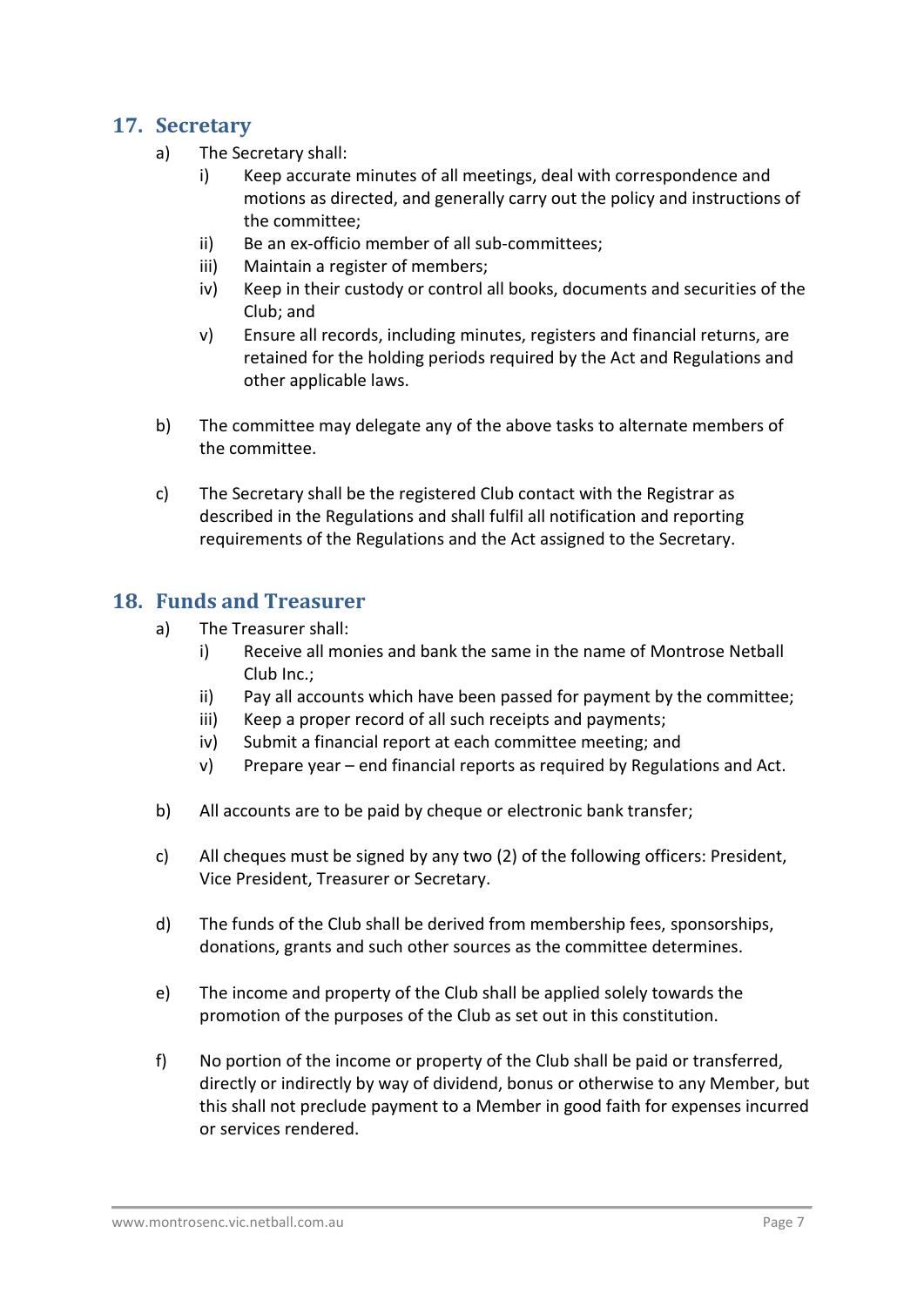## 17. Secretary

a) The Secretary shall:
   i) Keep accurate minutes of all meetings, deal with correspondence and motions as directed, and generally carry out the policy and instructions of the committee;
   ii) Be an ex-officio member of all sub-committees;
   iii) Maintain a register of members;
   iv) Keep in their custody or control all books, documents and securities of the Club; and
   v) Ensure all records, including minutes, registers and financial returns, are retained for the holding periods required by the Act and Regulations and other applicable laws.

b) The committee may delegate any of the above tasks to alternate members of the committee.

c) The Secretary shall be the registered Club contact with the Registrar as described in the Regulations and shall fulfil all notification and reporting requirements of the Regulations and the Act assigned to the Secretary.

## 18. Funds and Treasurer

a) The Treasurer shall:
   i) Receive all monies and bank the same in the name of Montrose Netball Club Inc.;
   ii) Pay all accounts which have been passed for payment by the committee;
   iii) Keep a proper record of all such receipts and payments;
   iv) Submit a financial report at each committee meeting; and
   v) Prepare year – end financial reports as required by Regulations and Act.

b) All accounts are to be paid by cheque or electronic bank transfer;

c) All cheques must be signed by any two (2) of the following officers: President, Vice President, Treasurer or Secretary.

d) The funds of the Club shall be derived from membership fees, sponsorships, donations, grants and such other sources as the committee determines.

e) The income and property of the Club shall be applied solely towards the promotion of the purposes of the Club as set out in this constitution.

f) No portion of the income or property of the Club shall be paid or transferred, directly or indirectly by way of dividend, bonus or otherwise to any Member, but this shall not preclude payment to a Member in good faith for expenses incurred or services rendered.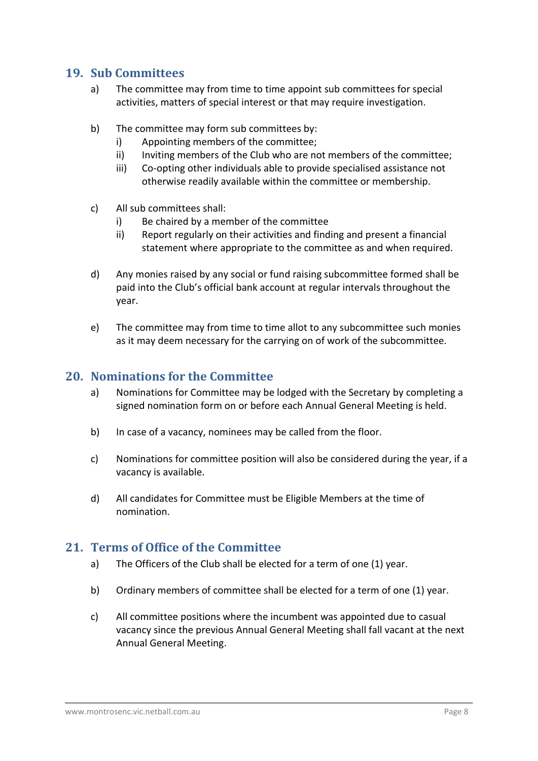## 19. Sub Committees

a) The committee may from time to time appoint sub committees for special activities, matters of special interest or that may require investigation.

b) The committee may form sub committees by:
   i) Appointing members of the committee;
   ii) Inviting members of the Club who are not members of the committee;
   iii) Co-opting other individuals able to provide specialised assistance not otherwise readily available within the committee or membership.

c) All sub committees shall:
   i) Be chaired by a member of the committee
   ii) Report regularly on their activities and finding and present a financial statement where appropriate to the committee as and when required.

d) Any monies raised by any social or fund raising subcommittee formed shall be paid into the Club's official bank account at regular intervals throughout the year.

e) The committee may from time to time allot to any subcommittee such monies as it may deem necessary for the carrying on of work of the subcommittee.

## 20. Nominations for the Committee

a) Nominations for Committee may be lodged with the Secretary by completing a signed nomination form on or before each Annual General Meeting is held.

b) In case of a vacancy, nominees may be called from the floor.

c) Nominations for committee position will also be considered during the year, if a vacancy is available.

d) All candidates for Committee must be Eligible Members at the time of nomination.

## 21. Terms of Office of the Committee

a) The Officers of the Club shall be elected for a term of one (1) year.

b) Ordinary members of committee shall be elected for a term of one (1) year.

c) All committee positions where the incumbent was appointed due to casual vacancy since the previous Annual General Meeting shall fall vacant at the next Annual General Meeting.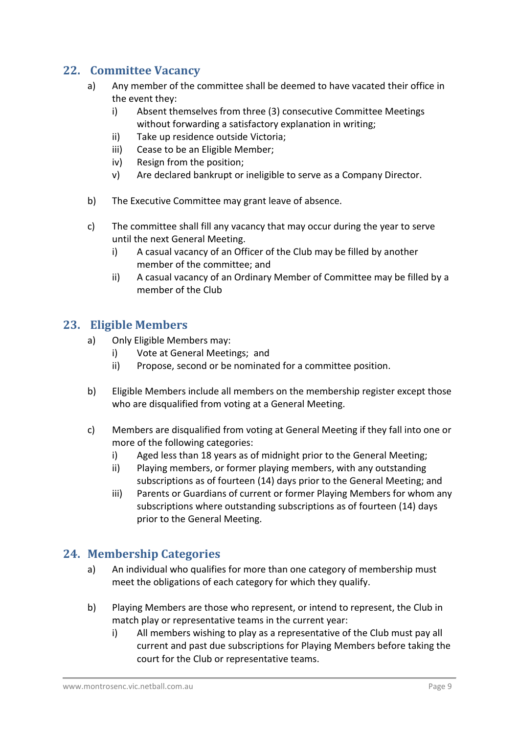## 22. Committee Vacancy

a) Any member of the committee shall be deemed to have vacated their office in the event they:

   i) Absent themselves from three (3) consecutive Committee Meetings without forwarding a satisfactory explanation in writing;

   ii) Take up residence outside Victoria;

   iii) Cease to be an Eligible Member;

   iv) Resign from the position;

   v) Are declared bankrupt or ineligible to serve as a Company Director.

b) The Executive Committee may grant leave of absence.

c) The committee shall fill any vacancy that may occur during the year to serve until the next General Meeting.

   i) A casual vacancy of an Officer of the Club may be filled by another member of the committee; and

   ii) A casual vacancy of an Ordinary Member of Committee may be filled by a member of the Club

## 23. Eligible Members

a) Only Eligible Members may:

   i) Vote at General Meetings; and

   ii) Propose, second or be nominated for a committee position.

b) Eligible Members include all members on the membership register except those who are disqualified from voting at a General Meeting.

c) Members are disqualified from voting at General Meeting if they fall into one or more of the following categories:

   i) Aged less than 18 years as of midnight prior to the General Meeting;

   ii) Playing members, or former playing members, with any outstanding subscriptions as of fourteen (14) days prior to the General Meeting; and

   iii) Parents or Guardians of current or former Playing Members for whom any subscriptions where outstanding subscriptions as of fourteen (14) days prior to the General Meeting.

## 24. Membership Categories

a) An individual who qualifies for more than one category of membership must meet the obligations of each category for which they qualify.

b) Playing Members are those who represent, or intend to represent, the Club in match play or representative teams in the current year:

   i) All members wishing to play as a representative of the Club must pay all current and past due subscriptions for Playing Members before taking the court for the Club or representative teams.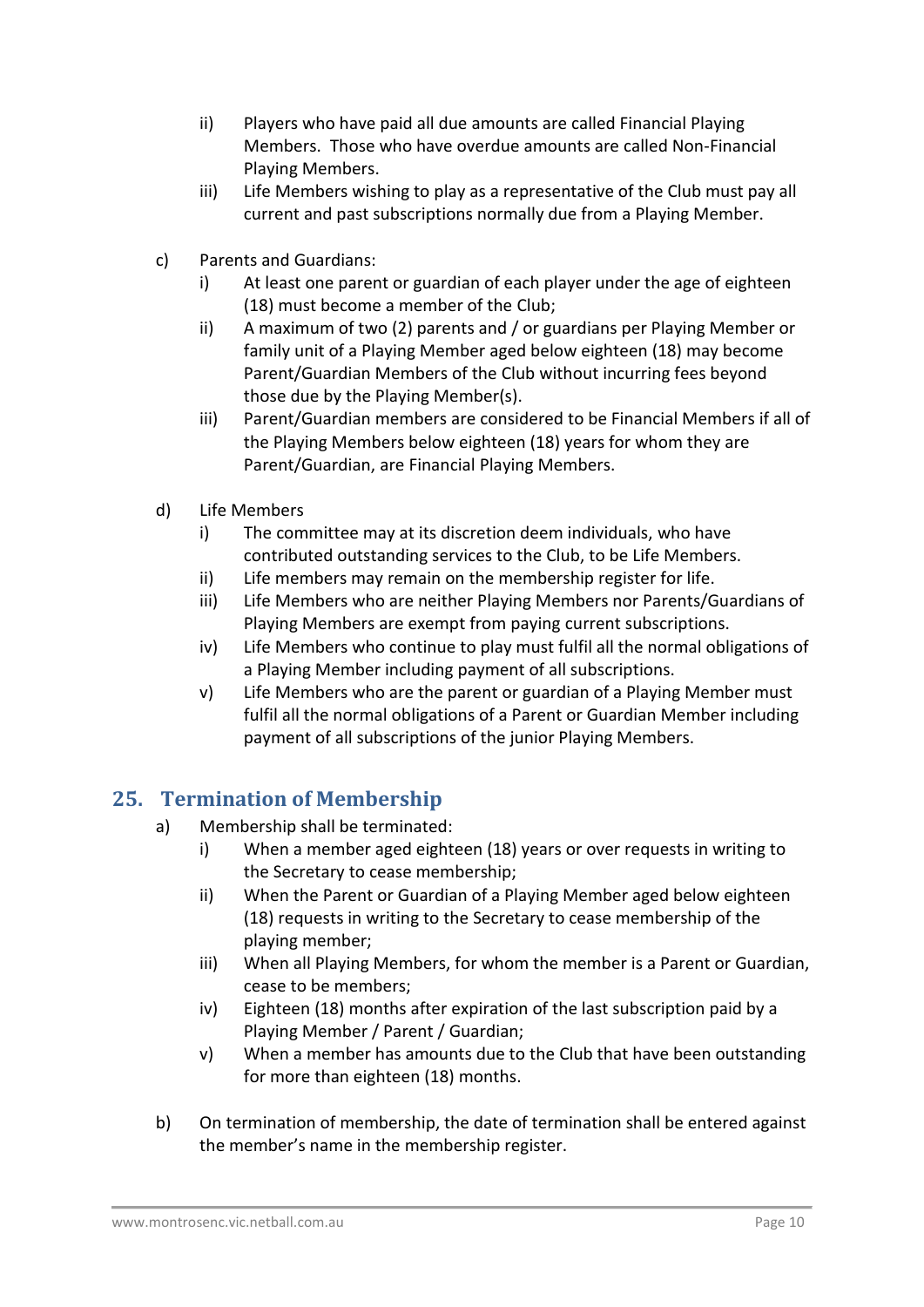ii) Players who have paid all due amounts are called Financial Playing Members. Those who have overdue amounts are called Non-Financial Playing Members.
   iii) Life Members wishing to play as a representative of the Club must pay all current and past subscriptions normally due from a Playing Member.

c) Parents and Guardians:
   i) At least one parent or guardian of each player under the age of eighteen (18) must become a member of the Club;
   ii) A maximum of two (2) parents and / or guardians per Playing Member or family unit of a Playing Member aged below eighteen (18) may become Parent/Guardian Members of the Club without incurring fees beyond those due by the Playing Member(s).
   iii) Parent/Guardian members are considered to be Financial Members if all of the Playing Members below eighteen (18) years for whom they are Parent/Guardian, are Financial Playing Members.

d) Life Members
   i) The committee may at its discretion deem individuals, who have contributed outstanding services to the Club, to be Life Members.
   ii) Life members may remain on the membership register for life.
   iii) Life Members who are neither Playing Members nor Parents/Guardians of Playing Members are exempt from paying current subscriptions.
   iv) Life Members who continue to play must fulfil all the normal obligations of a Playing Member including payment of all subscriptions.
   v) Life Members who are the parent or guardian of a Playing Member must fulfil all the normal obligations of a Parent or Guardian Member including payment of all subscriptions of the junior Playing Members.

## 25. Termination of Membership

a) Membership shall be terminated:
   i) When a member aged eighteen (18) years or over requests in writing to the Secretary to cease membership;
   ii) When the Parent or Guardian of a Playing Member aged below eighteen (18) requests in writing to the Secretary to cease membership of the playing member;
   iii) When all Playing Members, for whom the member is a Parent or Guardian, cease to be members;
   iv) Eighteen (18) months after expiration of the last subscription paid by a Playing Member / Parent / Guardian;
   v) When a member has amounts due to the Club that have been outstanding for more than eighteen (18) months.

b) On termination of membership, the date of termination shall be entered against the member's name in the membership register.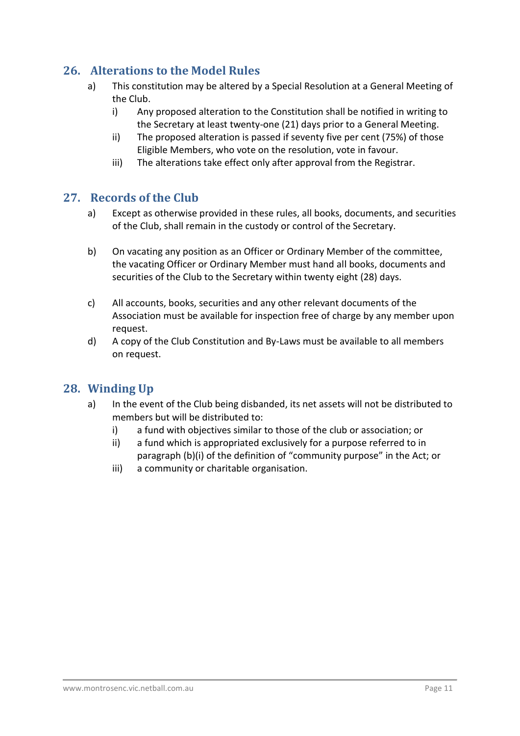## 26. Alterations to the Model Rules

a) This constitution may be altered by a Special Resolution at a General Meeting of the Club.
   i) Any proposed alteration to the Constitution shall be notified in writing to the Secretary at least twenty-one (21) days prior to a General Meeting.
   ii) The proposed alteration is passed if seventy five per cent (75%) of those Eligible Members, who vote on the resolution, vote in favour.
   iii) The alterations take effect only after approval from the Registrar.

## 27. Records of the Club

a) Except as otherwise provided in these rules, all books, documents, and securities of the Club, shall remain in the custody or control of the Secretary.

b) On vacating any position as an Officer or Ordinary Member of the committee, the vacating Officer or Ordinary Member must hand all books, documents and securities of the Club to the Secretary within twenty eight (28) days.

c) All accounts, books, securities and any other relevant documents of the Association must be available for inspection free of charge by any member upon request.

d) A copy of the Club Constitution and By-Laws must be available to all members on request.

## 28. Winding Up

a) In the event of the Club being disbanded, its net assets will not be distributed to members but will be distributed to:
   i) a fund with objectives similar to those of the club or association; or
   ii) a fund which is appropriated exclusively for a purpose referred to in paragraph (b)(i) of the definition of "community purpose" in the Act; or
   iii) a community or charitable organisation.